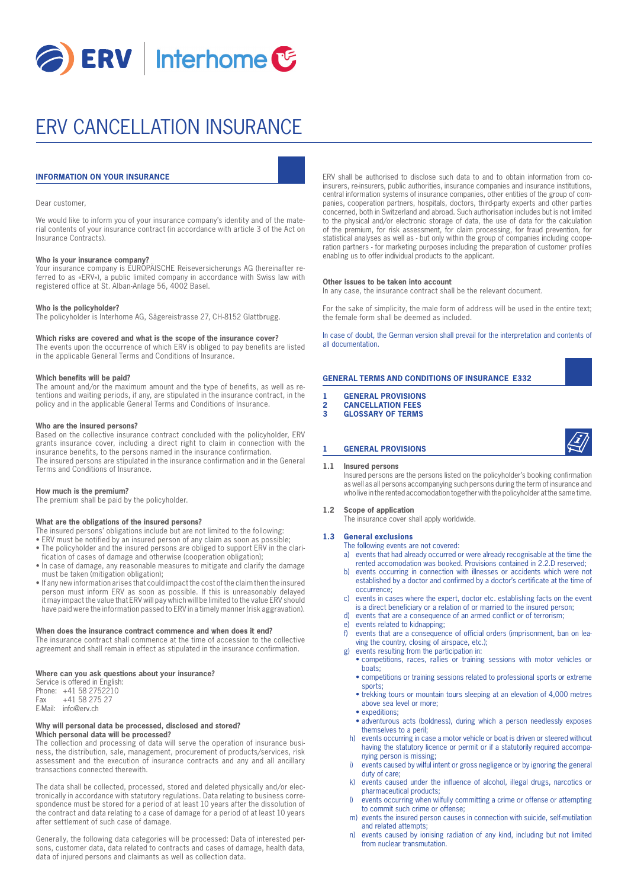# ERV CANCELLATION INSURANCE

## INFORMATION ON YOUR INSURANCE

Dear customer,

We would like to inform you of your insurance company's identity and of the material contents of your insurance contract (in accordance with article 3 of the Act on Insurance Contracts).

**Who is your insurance company?**
Your insurance company is EUROPÄISCHE Reiseversicherungs AG (hereinafter referred to as «ERV»), a public limited company in accordance with Swiss law with registered office at St. Alban-Anlage 56, 4002 Basel.

**Who is the policyholder?**
The policyholder is Interhome AG, Sägereistrasse 27, CH-8152 Glattbrugg.

**Which risks are covered and what is the scope of the insurance cover?**
The events upon the occurrence of which ERV is obliged to pay benefits are listed in the applicable General Terms and Conditions of Insurance.

**Which benefits will be paid?**
The amount and/or the maximum amount and the type of benefits, as well as retentions and waiting periods, if any, are stipulated in the insurance contract, in the policy and in the applicable General Terms and Conditions of Insurance.

**Who are the insured persons?**
Based on the collective insurance contract concluded with the policyholder, ERV grants insurance cover, including a direct right to claim in connection with the insurance benefits, to the persons named in the insurance confirmation.
The insured persons are stipulated in the insurance confirmation and in the General Terms and Conditions of Insurance.

**How much is the premium?**
The premium shall be paid by the policyholder.

**What are the obligations of the insured persons?**
The insured persons' obligations include but are not limited to the following:

- ERV must be notified by an insured person of any claim as soon as possible;
- The policyholder and the insured persons are obliged to support ERV in the clarification of cases of damage and otherwise (cooperation obligation);
- In case of damage, any reasonable measures to mitigate and clarify the damage must be taken (mitigation obligation);
- If any new information arises that could impact the cost of the claim then the insured person must inform ERV as soon as possible. If this is unreasonably delayed it may impact the value that ERV will pay which will be limited to the value ERV should have paid were the information passed to ERV in a timely manner (risk aggravation).

**When does the insurance contract commence and when does it end?**
The insurance contract shall commence at the time of accession to the collective agreement and shall remain in effect as stipulated in the insurance confirmation.

**Where can you ask questions about your insurance?**
Service is offered in English:
Phone: +41 58 2752210
Fax +41 58 275 27
E-Mail: info@erv.ch

**Why will personal data be processed, disclosed and stored?**
**Which personal data will be processed?**
The collection and processing of data will serve the operation of insurance business, the distribution, sale, management, procurement of products/services, risk assessment and the execution of insurance contracts and any and all ancillary transactions connected therewith.

The data shall be collected, processed, stored and deleted physically and/or electronically in accordance with statutory regulations. Data relating to business correspondence must be stored for a period of at least 10 years after the dissolution of the contract and data relating to a case of damage for a period of at least 10 years after settlement of such case of damage.

Generally, the following data categories will be processed: Data of interested persons, customer data, data related to contracts and cases of damage, health data, data of injured persons and claimants as well as collection data.

ERV shall be authorised to disclose such data to and to obtain information from co-insurers, re-insurers, public authorities, insurance companies and insurance institutions, central information systems of insurance companies, other entities of the group of companies, cooperation partners, hospitals, doctors, third-party experts and other parties concerned, both in Switzerland and abroad. Such authorisation includes but is not limited to the physical and/or electronic storage of data, the use of data for the calculation of the premium, for risk assessment, for claim processing, for fraud prevention, for statistical analyses as well as - but only within the group of companies including cooperation partners - for marketing purposes including the preparation of customer profiles enabling us to offer individual products to the applicant.

**Other issues to be taken into account**
In any case, the insurance contract shall be the relevant document.

For the sake of simplicity, the male form of address will be used in the entire text; the female form shall be deemed as included.

In case of doubt, the German version shall prevail for the interpretation and contents of all documentation.

## GENERAL TERMS AND CONDITIONS OF INSURANCE E332

1 GENERAL PROVISIONS
2 CANCELLATION FEES
3 GLOSSARY OF TERMS

## 1 GENERAL PROVISIONS

### 1.1 Insured persons

Insured persons are the persons listed on the policyholder's booking confirmation as well as all persons accompanying such persons during the term of insurance and who live in the rented accomodation together with the policyholder at the same time.

### 1.2 Scope of application

The insurance cover shall apply worldwide.

### 1.3 General exclusions

The following events are not covered:

a) events that had already occurred or were already recognisable at the time the rented accomodation was booked. Provisions contained in 2.2.D reserved;
b) events occurring in connection with illnesses or accidents which were not established by a doctor and confirmed by a doctor's certificate at the time of occurrence;
c) events in cases where the expert, doctor etc. establishing facts on the event is a direct beneficiary or a relation of or married to the insured person;
d) events that are a consequence of an armed conflict or of terrorism;
e) events related to kidnapping;
f) events that are a consequence of official orders (imprisonment, ban on leaving the country, closing of airspace, etc.);
g) events resulting from the participation in:
   - competitions, races, rallies or training sessions with motor vehicles or boats;
   - competitions or training sessions related to professional sports or extreme sports;
   - trekking tours or mountain tours sleeping at an elevation of 4,000 metres above sea level or more;
   - expeditions;
   - adventurous acts (boldness), during which a person needlessly exposes themselves to a peril;
h) events occurring in case a motor vehicle or boat is driven or steered without having the statutory licence or permit or if a statutorily required accompanying person is missing;
i) events caused by wilful intent or gross negligence or by ignoring the general duty of care;
k) events caused under the influence of alcohol, illegal drugs, narcotics or pharmaceutical products;
l) events occurring when wilfully committing a crime or offense or attempting to commit such crime or offense;
m) events the insured person causes in connection with suicide, self-mutilation and related attempts;
n) events caused by ionising radiation of any kind, including but not limited from nuclear transmutation.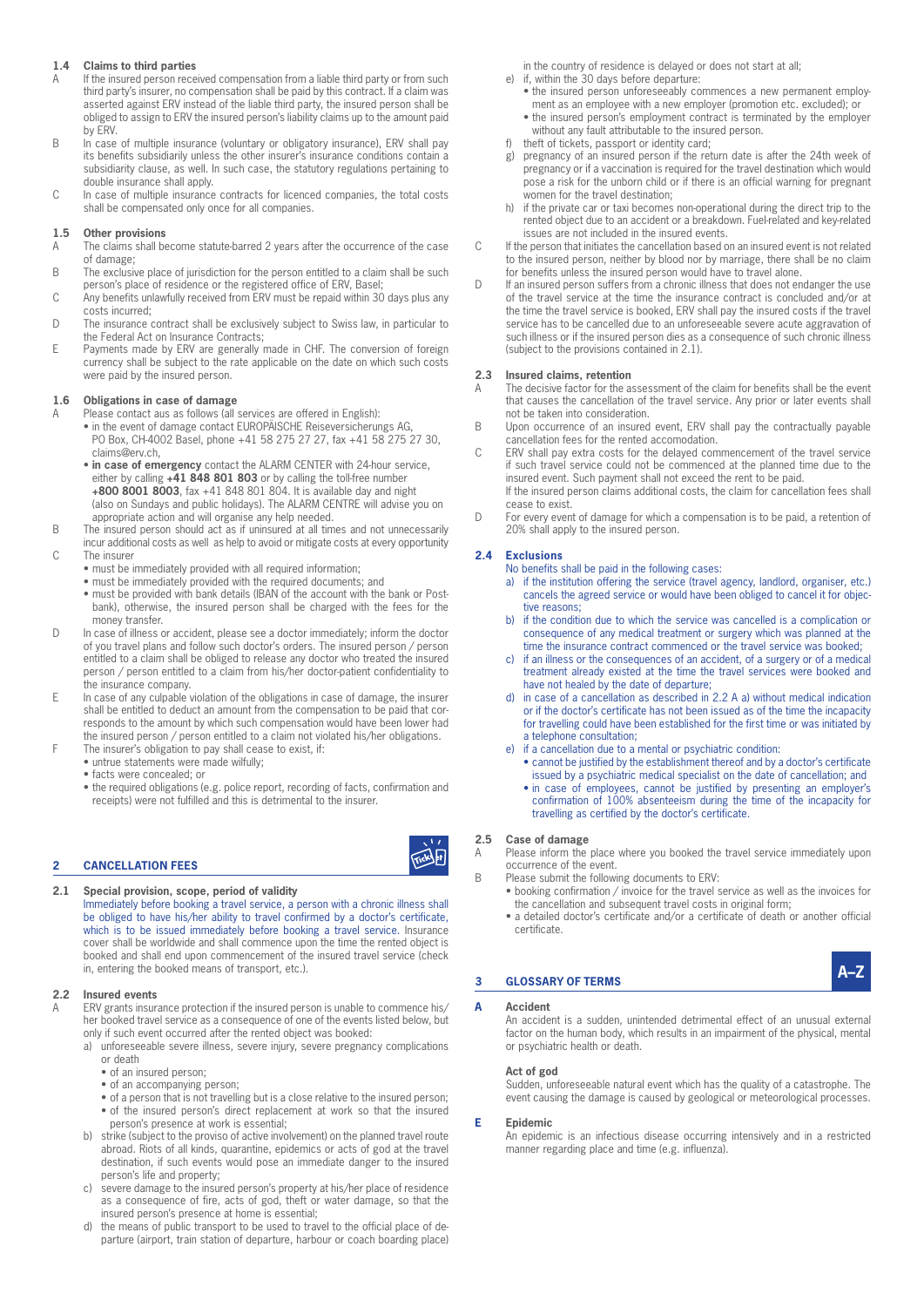### 1.4 Claims to third parties

A If the insured person received compensation from a liable third party or from such third party's insurer, no compensation shall be paid by this contract. If a claim was asserted against ERV instead of the liable third party, the insured person shall be obliged to assign to ERV the insured person's liability claims up to the amount paid by ERV.

B In case of multiple insurance (voluntary or obligatory insurance), ERV shall pay its benefits subsidiarily unless the other insurer's insurance conditions contain a subsidiarity clause, as well. In such case, the statutory regulations pertaining to double insurance shall apply.

C In case of multiple insurance contracts for licenced companies, the total costs shall be compensated only once for all companies.

### 1.5 Other provisions

A The claims shall become statute-barred 2 years after the occurrence of the case of damage;

B The exclusive place of jurisdiction for the person entitled to a claim shall be such person's place of residence or the registered office of ERV, Basel;

C Any benefits unlawfully received from ERV must be repaid within 30 days plus any costs incurred;

D The insurance contract shall be exclusively subject to Swiss law, in particular to the Federal Act on Insurance Contracts;

E Payments made by ERV are generally made in CHF. The conversion of foreign currency shall be subject to the rate applicable on the date on which such costs were paid by the insured person.

### 1.6 Obligations in case of damage

A Please contact aus as follows (all services are offered in English):
- in the event of damage contact EUROPÄISCHE Reiseversicherungs AG, PO Box, CH-4002 Basel, phone +41 58 275 27 27, fax +41 58 275 27 30, claims@erv.ch,
- **in case of emergency** contact the ALARM CENTER with 24-hour service, either by calling **+41 848 801 803** or by calling the toll-free number **+800 8001 8003**, fax +41 848 801 804. It is available day and night (also on Sundays and public holidays). The ALARM CENTRE will advise you on appropriate action and will organise any help needed.

B The insured person should act as if uninsured at all times and not unnecessarily incur additional costs as well as help to avoid or mitigate costs at every opportunity

C The insurer
- must be immediately provided with all required information;
- must be immediately provided with the required documents; and
- must be provided with bank details (IBAN of the account with the bank or Postbank), otherwise, the insured person shall be charged with the fees for the money transfer.

D In case of illness or accident, please see a doctor immediately; inform the doctor of you travel plans and follow such doctor's orders. The insured person / person entitled to a claim shall be obliged to release any doctor who treated the insured person / person entitled to a claim from his/her doctor-patient confidentiality to the insurance company.

E In case of any culpable violation of the obligations in case of damage, the insurer shall be entitled to deduct an amount from the compensation to be paid that corresponds to the amount by which such compensation would have been lower had the insured person / person entitled to a claim not violated his/her obligations.

F The insurer's obligation to pay shall cease to exist, if:
- untrue statements were made wilfully;
- facts were concealed; or
- the required obligations (e.g. police report, recording of facts, confirmation and receipts) were not fulfilled and this is detrimental to the insurer.

## 2 CANCELLATION FEES

### 2.1 Special provision, scope, period of validity

Immediately before booking a travel service, a person with a chronic illness shall be obliged to have his/her ability to travel confirmed by a doctor's certificate, which is to be issued immediately before booking a travel service. Insurance cover shall be worldwide and shall commence upon the time the rented object is booked and shall end upon commencement of the insured travel service (check in, entering the booked means of transport, etc.).

### 2.2 Insured events

A ERV grants insurance protection if the insured person is unable to commence his/her booked travel service as a consequence of one of the events listed below, but only if such event occurred after the rented object was booked:

a) unforeseeable severe illness, severe injury, severe pregnancy complications or death
- of an insured person;
- of an accompanying person;
- of a person that is not travelling but is a close relative to the insured person;
- of the insured person's direct replacement at work so that the insured person's presence at work is essential;

b) strike (subject to the proviso of active involvement) on the planned travel route abroad. Riots of all kinds, quarantine, epidemics or acts of god at the travel destination, if such events would pose an immediate danger to the insured person's life and property;

c) severe damage to the insured person's property at his/her place of residence as a consequence of fire, acts of god, theft or water damage, so that the insured person's presence at home is essential;

d) the means of public transport to be used to travel to the official place of departure (airport, train station of departure, harbour or coach boarding place) in the country of residence is delayed or does not start at all;

e) if, within the 30 days before departure:
- the insured person unforeseeably commences a new permanent employment as an employee with a new employer (promotion etc. excluded); or
- the insured person's employment contract is terminated by the employer without any fault attributable to the insured person.

f) theft of tickets, passport or identity card;

g) pregnancy of an insured person if the return date is after the 24th week of pregnancy or if a vaccination is required for the travel destination which would pose a risk for the unborn child or if there is an official warning for pregnant women for the travel destination;

h) if the private car or taxi becomes non-operational during the direct trip to the rented object due to an accident or a breakdown. Fuel-related and key-related issues are not included in the insured events.

C If the person that initiates the cancellation based on an insured event is not related to the insured person, neither by blood nor by marriage, there shall be no claim for benefits unless the insured person would have to travel alone.

D If an insured person suffers from a chronic illness that does not endanger the use of the travel service at the time the insurance contract is concluded and/or at the time the travel service is booked, ERV shall pay the insured costs if the travel service has to be cancelled due to an unforeseeable severe acute aggravation of such illness or if the insured person dies as a consequence of such chronic illness (subject to the provisions contained in 2.1).

### 2.3 Insured claims, retention

A The decisive factor for the assessment of the claim for benefits shall be the event that causes the cancellation of the travel service. Any prior or later events shall not be taken into consideration.

B Upon occurrence of an insured event, ERV shall pay the contractually payable cancellation fees for the rented accomodation.

C ERV shall pay extra costs for the delayed commencement of the travel service if such travel service could not be commenced at the planned time due to the insured event. Such payment shall not exceed the rent to be paid.
If the insured person claims additional costs, the claim for cancellation fees shall cease to exist.

D For every event of damage for which a compensation is to be paid, a retention of 20% shall apply to the insured person.

### 2.4 Exclusions

No benefits shall be paid in the following cases:

a) if the institution offering the service (travel agency, landlord, organiser, etc.) cancels the agreed service or would have been obliged to cancel it for objective reasons;

b) if the condition due to which the service was cancelled is a complication or consequence of any medical treatment or surgery which was planned at the time the insurance contract commenced or the travel service was booked;

c) if an illness or the consequences of an accident, of a surgery or of a medical treatment already existed at the time the travel services were booked and have not healed by the date of departure;

d) in case of a cancellation as described in 2.2 A a) without medical indication or if the doctor's certificate has not been issued as of the time the incapacity for travelling could have been established for the first time or was initiated by a telephone consultation;

e) if a cancellation due to a mental or psychiatric condition:
- cannot be justified by the establishment thereof and by a doctor's certificate issued by a psychiatric medical specialist on the date of cancellation; and
- in case of employees, cannot be justified by presenting an employer's confirmation of 100% absenteeism during the time of the incapacity for travelling as certified by the doctor's certificate.

### 2.5 Case of damage

A Please inform the place where you booked the travel service immediately upon occurrence of the event.

B Please submit the following documents to ERV:
- booking confirmation / invoice for the travel service as well as the invoices for the cancellation and subsequent travel costs in original form;
- a detailed doctor's certificate and/or a certificate of death or another official certificate.

## 3 GLOSSARY OF TERMS

A–Z

**A**

**Accident**
An accident is a sudden, unintended detrimental effect of an unusual external factor on the human body, which results in an impairment of the physical, mental or psychiatric health or death.

**Act of god**
Sudden, unforeseeable natural event which has the quality of a catastrophe. The event causing the damage is caused by geological or meteorological processes.

**E**

**Epidemic**
An epidemic is an infectious disease occurring intensively and in a restricted manner regarding place and time (e.g. influenza).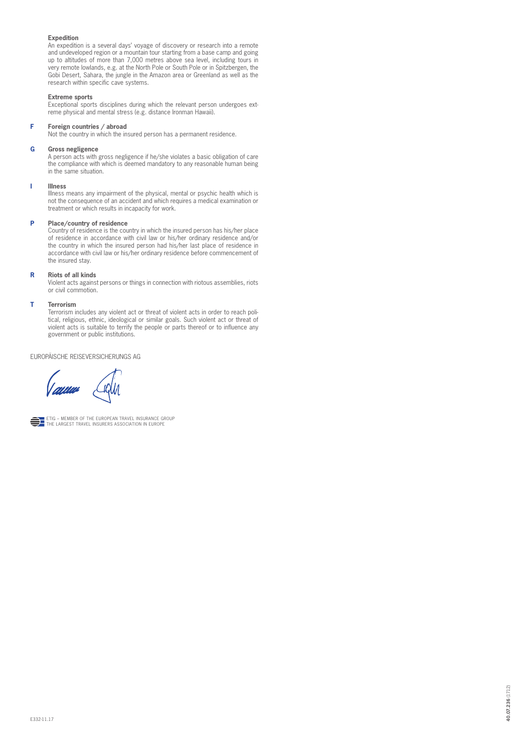**Expedition**
An expedition is a several days' voyage of discovery or research into a remote and undeveloped region or a mountain tour starting from a base camp and going up to altitudes of more than 7,000 metres above sea level, including tours in very remote lowlands, e.g. at the North Pole or South Pole or in Spitzbergen, the Gobi Desert, Sahara, the jungle in the Amazon area or Greenland as well as the research within specific cave systems.

**Extreme sports**
Exceptional sports disciplines during which the relevant person undergoes extreme physical and mental stress (e.g. distance Ironman Hawaii).

**F**

**Foreign countries / abroad**
Not the country in which the insured person has a permanent residence.

**G**

**Gross negligence**
A person acts with gross negligence if he/she violates a basic obligation of care the compliance with which is deemed mandatory to any reasonable human being in the same situation.

**I**

**Illness**
Illness means any impairment of the physical, mental or psychic health which is not the consequence of an accident and which requires a medical examination or treatment or which results in incapacity for work.

**P**

**Place/country of residence**
Country of residence is the country in which the insured person has his/her place of residence in accordance with civil law or his/her ordinary residence and/or the country in which the insured person had his/her last place of residence in accordance with civil law or his/her ordinary residence before commencement of the insured stay.

**R**

**Riots of all kinds**
Violent acts against persons or things in connection with riotous assemblies, riots or civil commotion.

**T**

**Terrorism**
Terrorism includes any violent act or threat of violent acts in order to reach political, religious, ethnic, ideological or similar goals. Such violent act or threat of violent acts is suitable to terrify the people or parts thereof or to influence any government or public institutions.

EUROPÄISCHE REISEVERSICHERUNGS AG

ETIG – MEMBER OF THE EUROPEAN TRAVEL INSURANCE GROUP
THE LARGEST TRAVEL INSURERS ASSOCIATION IN EUROPE

E332-11.17

**40.07.236** (1712)